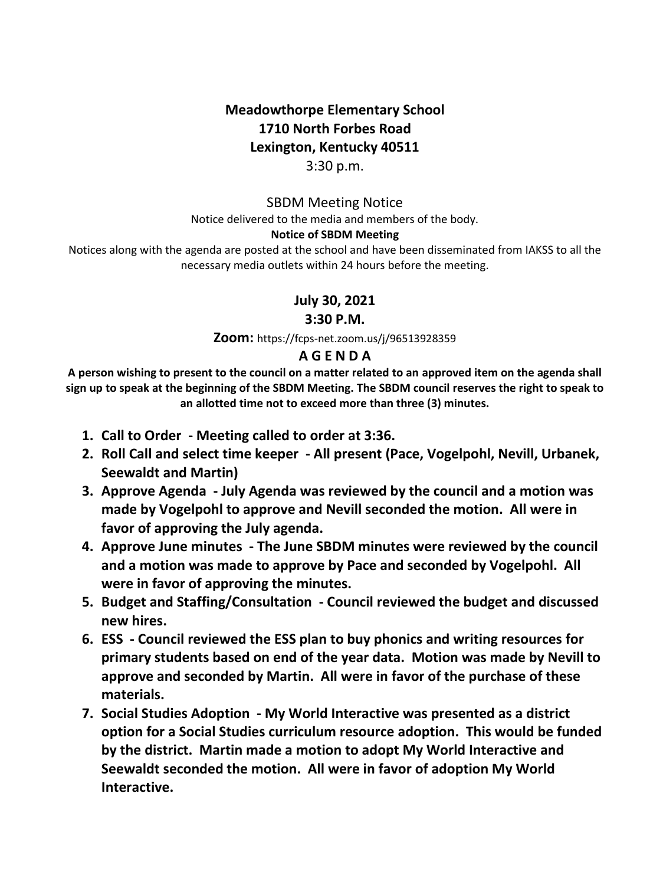**Meadowthorpe Elementary School**
**1710 North Forbes Road**
**Lexington, Kentucky 40511**
3:30 p.m.

SBDM Meeting Notice

Notice delivered to the media and members of the body.

**Notice of SBDM Meeting**

Notices along with the agenda are posted at the school and have been disseminated from IAKSS to all the necessary media outlets within 24 hours before the meeting.

**July 30, 2021**
**3:30 P.M.**

**Zoom:** https://fcps-net.zoom.us/j/96513928359

**A G E N D A**

**A person wishing to present to the council on a matter related to an approved item on the agenda shall sign up to speak at the beginning of the SBDM Meeting. The SBDM council reserves the right to speak to an allotted time not to exceed more than three (3) minutes.**

1. **Call to Order - Meeting called to order at 3:36.**
2. **Roll Call and select time keeper - All present (Pace, Vogelpohl, Nevill, Urbanek, Seewaldt and Martin)**
3. **Approve Agenda - July Agenda was reviewed by the council and a motion was made by Vogelpohl to approve and Nevill seconded the motion. All were in favor of approving the July agenda.**
4. **Approve June minutes - The June SBDM minutes were reviewed by the council and a motion was made to approve by Pace and seconded by Vogelpohl. All were in favor of approving the minutes.**
5. **Budget and Staffing/Consultation - Council reviewed the budget and discussed new hires.**
6. **ESS - Council reviewed the ESS plan to buy phonics and writing resources for primary students based on end of the year data. Motion was made by Nevill to approve and seconded by Martin. All were in favor of the purchase of these materials.**
7. **Social Studies Adoption - My World Interactive was presented as a district option for a Social Studies curriculum resource adoption. This would be funded by the district. Martin made a motion to adopt My World Interactive and Seewaldt seconded the motion. All were in favor of adoption My World Interactive.**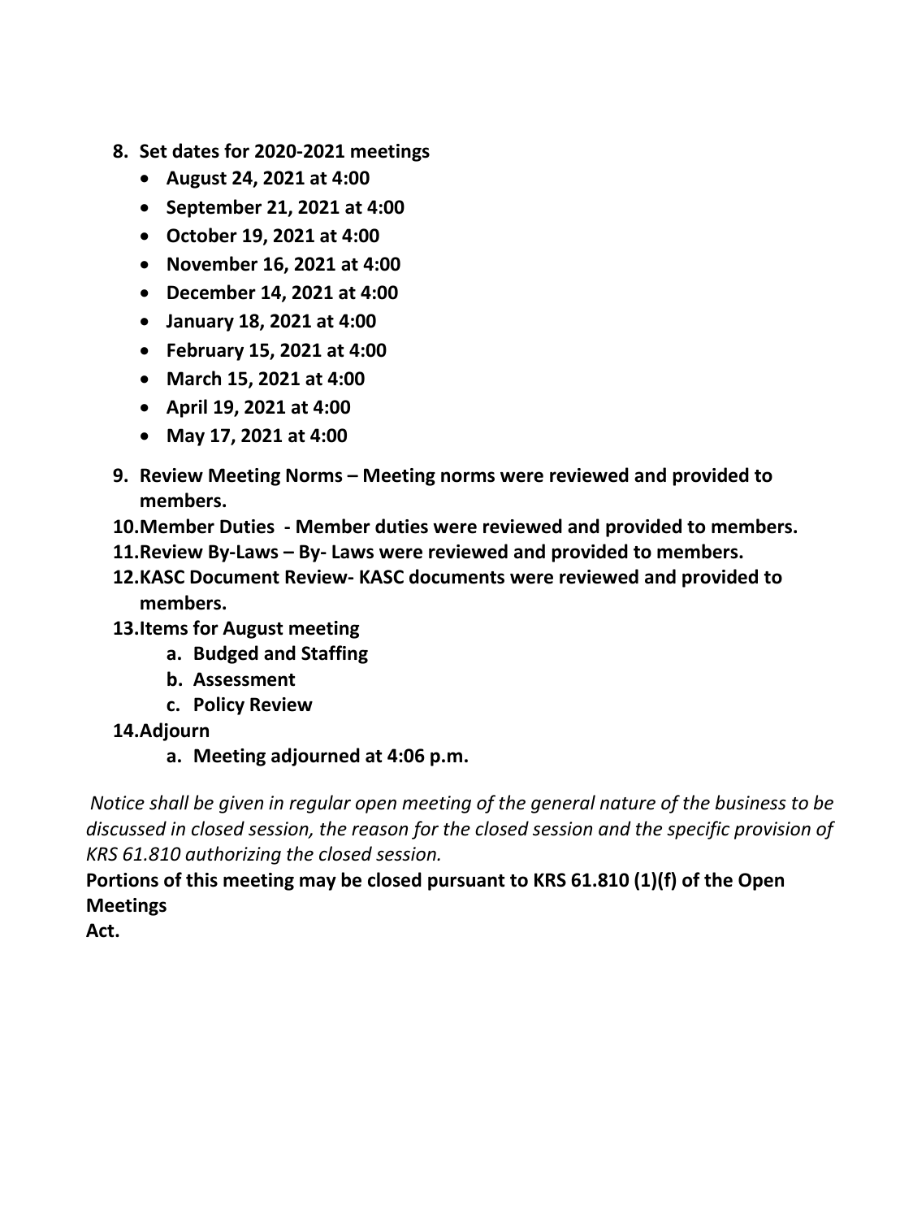8. **Set dates for 2020-2021 meetings**
   - **August 24, 2021 at 4:00**
   - **September 21, 2021 at 4:00**
   - **October 19, 2021 at 4:00**
   - **November 16, 2021 at 4:00**
   - **December 14, 2021 at 4:00**
   - **January 18, 2021 at 4:00**
   - **February 15, 2021 at 4:00**
   - **March 15, 2021 at 4:00**
   - **April 19, 2021 at 4:00**
   - **May 17, 2021 at 4:00**
9. **Review Meeting Norms – Meeting norms were reviewed and provided to members.**
10. **Member Duties - Member duties were reviewed and provided to members.**
11. **Review By-Laws – By- Laws were reviewed and provided to members.**
12. **KASC Document Review- KASC documents were reviewed and provided to members.**
13. **Items for August meeting**
    a. **Budged and Staffing**
    b. **Assessment**
    c. **Policy Review**
14. **Adjourn**
    a. **Meeting adjourned at 4:06 p.m.**

*Notice shall be given in regular open meeting of the general nature of the business to be discussed in closed session, the reason for the closed session and the specific provision of KRS 61.810 authorizing the closed session.*

**Portions of this meeting may be closed pursuant to KRS 61.810 (1)(f) of the Open Meetings Act.**